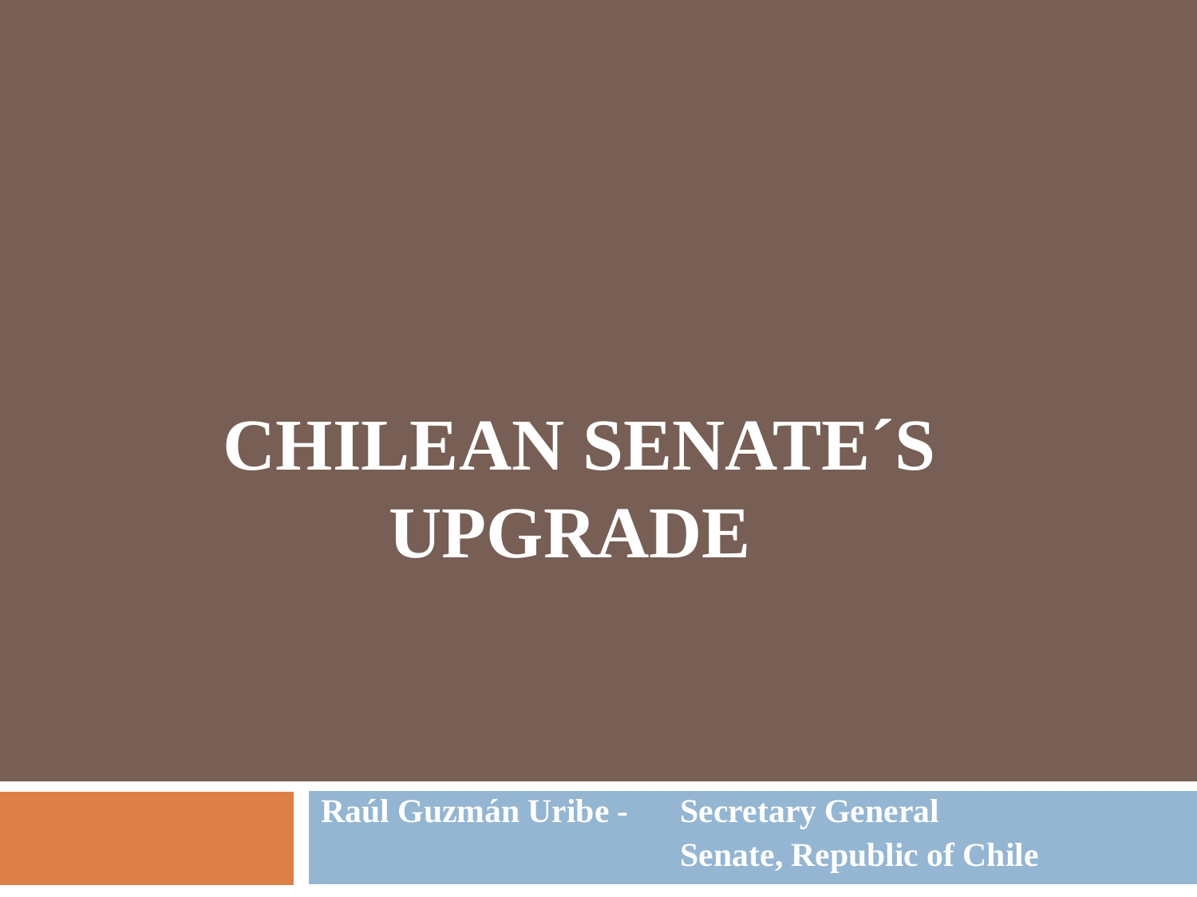# CHILEAN SENATE´S UPGRADE

**Raúl Guzmán Uribe - Secretary General**
**Senate, Republic of Chile**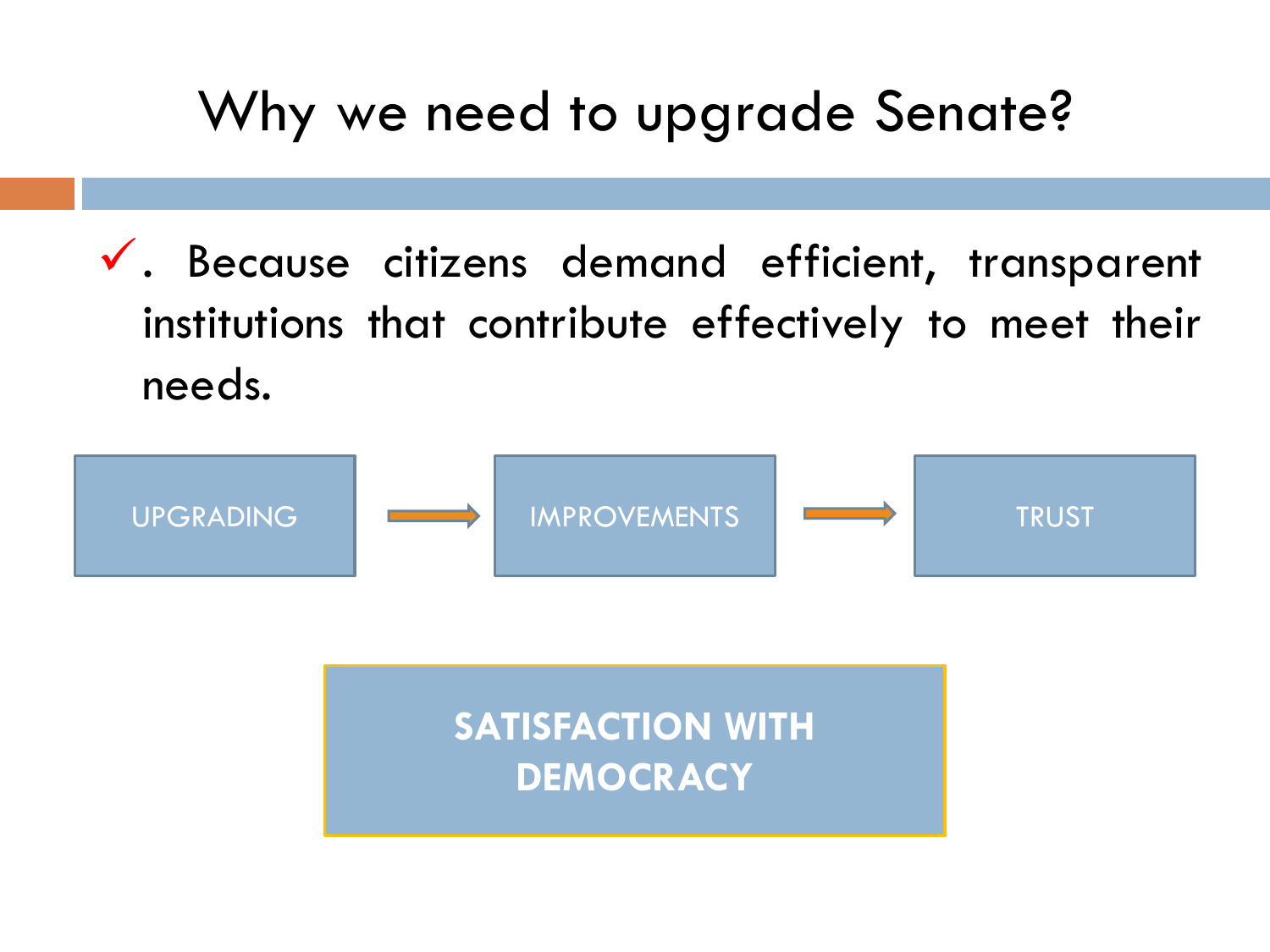# Why we need to upgrade Senate?

- ✓. Because citizens demand efficient, transparent institutions that contribute effectively to meet their needs.

UPGRADING → IMPROVEMENTS → TRUST

**SATISFACTION WITH DEMOCRACY**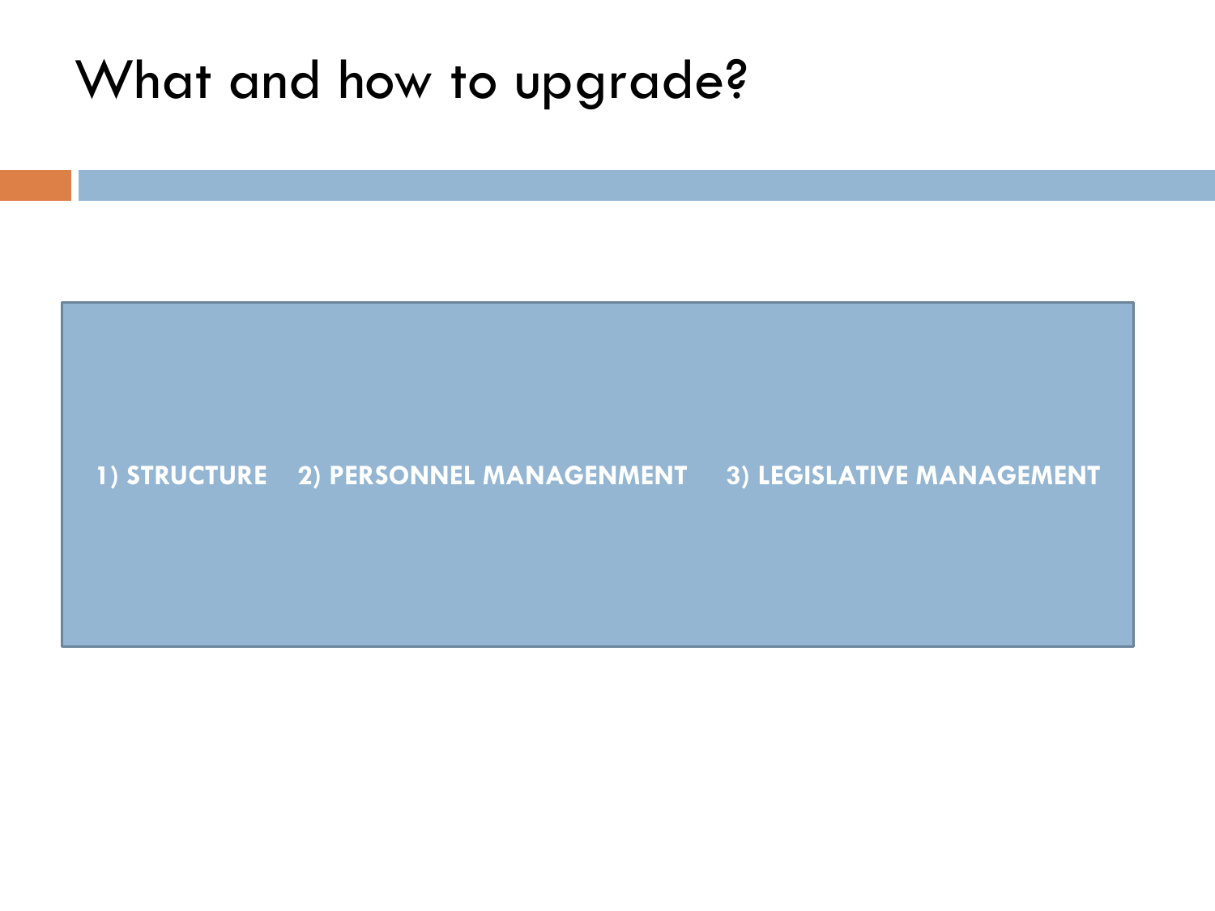# What and how to upgrade?

**1) STRUCTURE**

**2) PERSONNEL MANAGENMENT**

**3) LEGISLATIVE MANAGEMENT**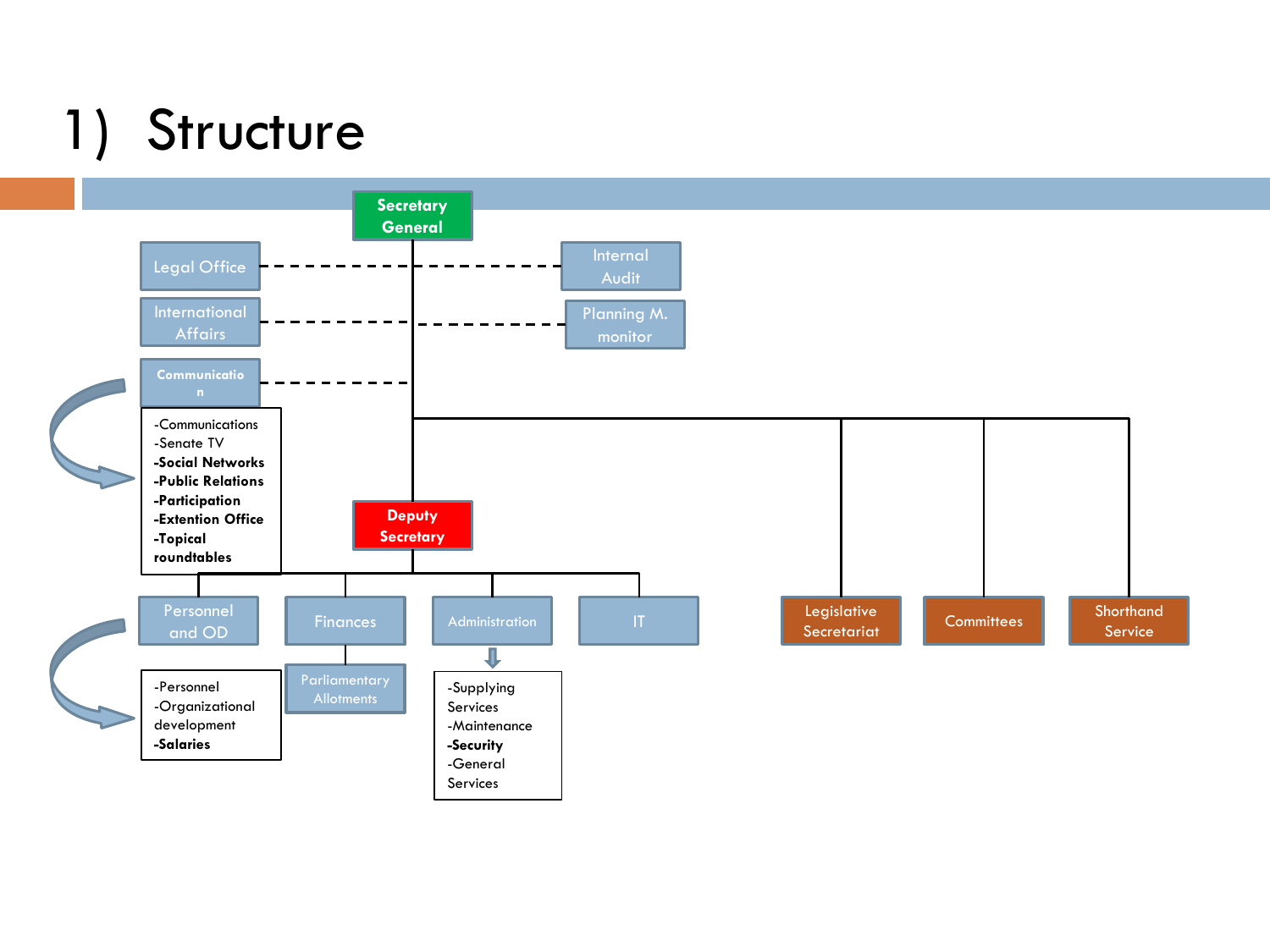# 1) Structure

- **Secretary General**
  - Legal Office
  - International Affairs
  - Communication
    - -Communications
    - -Senate TV
    - **-Social Networks**
    - **-Public Relations**
    - **-Participation**
    - **-Extention Office**
    - **-Topical roundtables**
  - Internal Audit
  - Planning M. monitor
  - **Deputy Secretary**
    - Personnel and OD
      - -Personnel
      - -Organizational development
      - **-Salaries**
    - Finances
      - Parliamentary Allotments
    - Administration
      - -Supplying Services
      - -Maintenance
      - **-Security**
      - -General Services
    - IT
  - Legislative Secretariat
  - Committees
  - Shorthand Service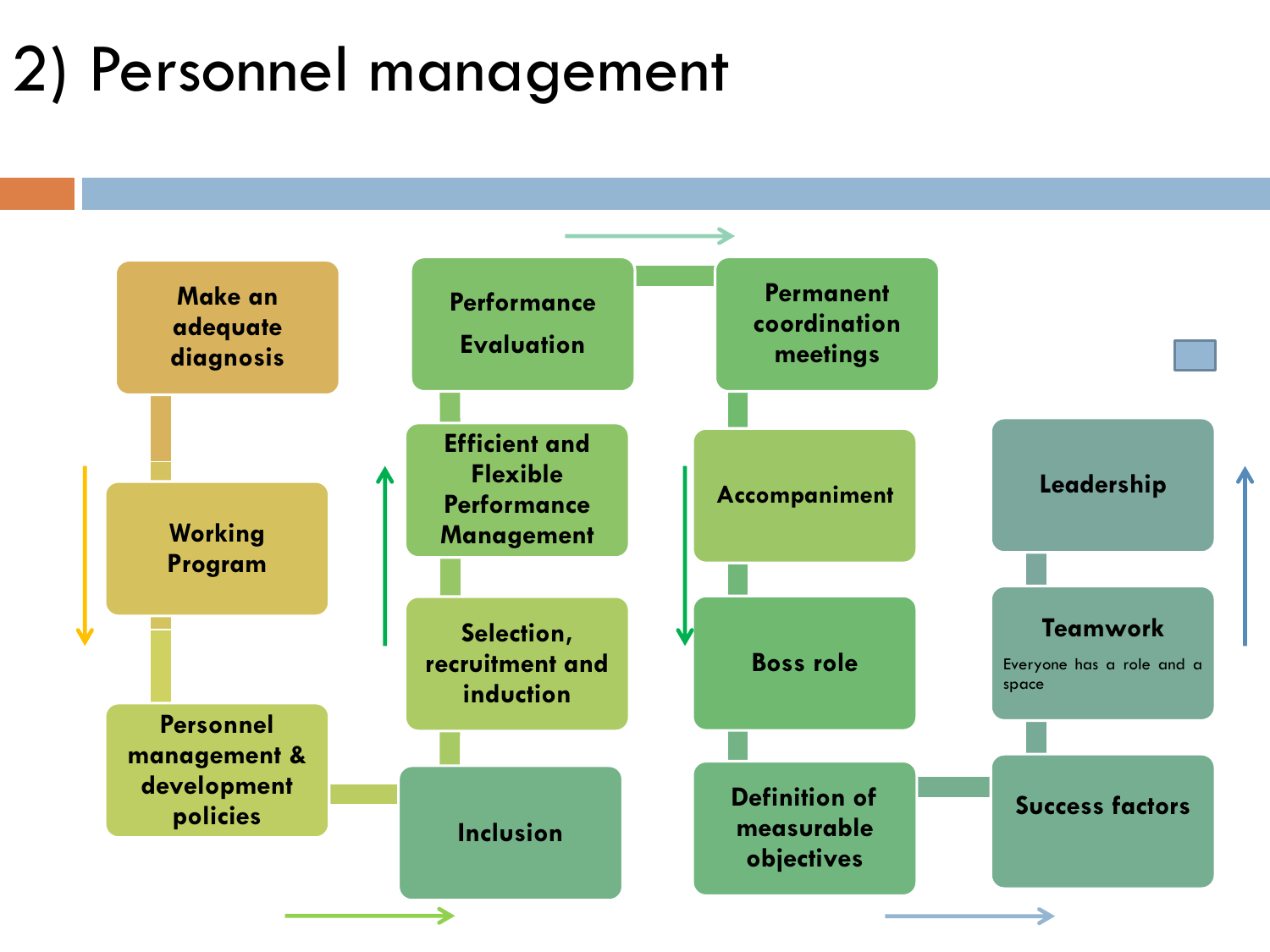# 2) Personnel management

- Make an adequate diagnosis
- Working Program
- Personnel management & development policies
- Inclusion
- Selection, recruitment and induction
- Efficient and Flexible Performance Management
- Performance Evaluation
- Permanent coordination meetings
- Accompaniment
- Boss role
- Definition of measurable objectives
- Success factors
- Teamwork
  - Everyone has a role and a space
- Leadership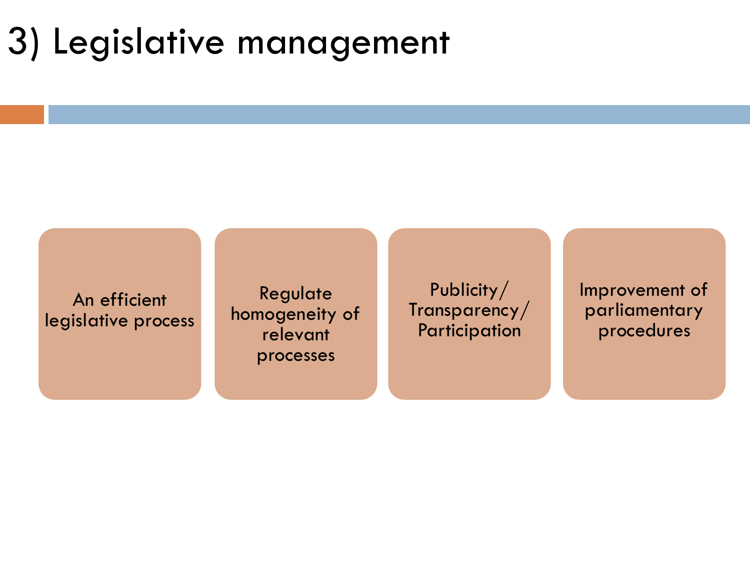# 3) Legislative management

- An efficient legislative process
- Regulate homogeneity of relevant processes
- Publicity/ Transparency/ Participation
- Improvement of parliamentary procedures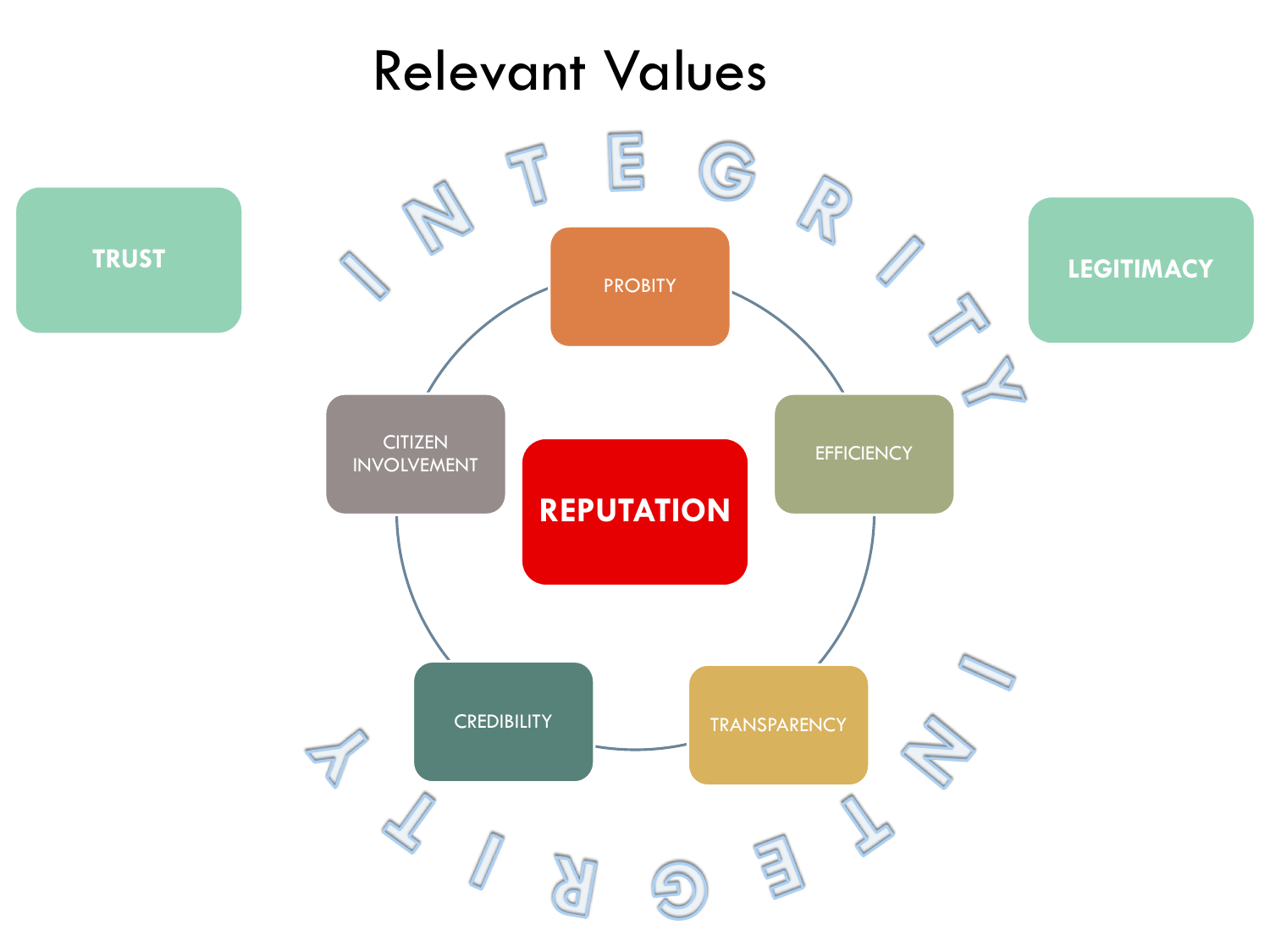# Relevant Values

TRUST

LEGITIMACY

INTEGRITY

PROBITY

EFFICIENCY

TRANSPARENCY

CREDIBILITY

CITIZEN INVOLVEMENT

**REPUTATION**

INTEGRITY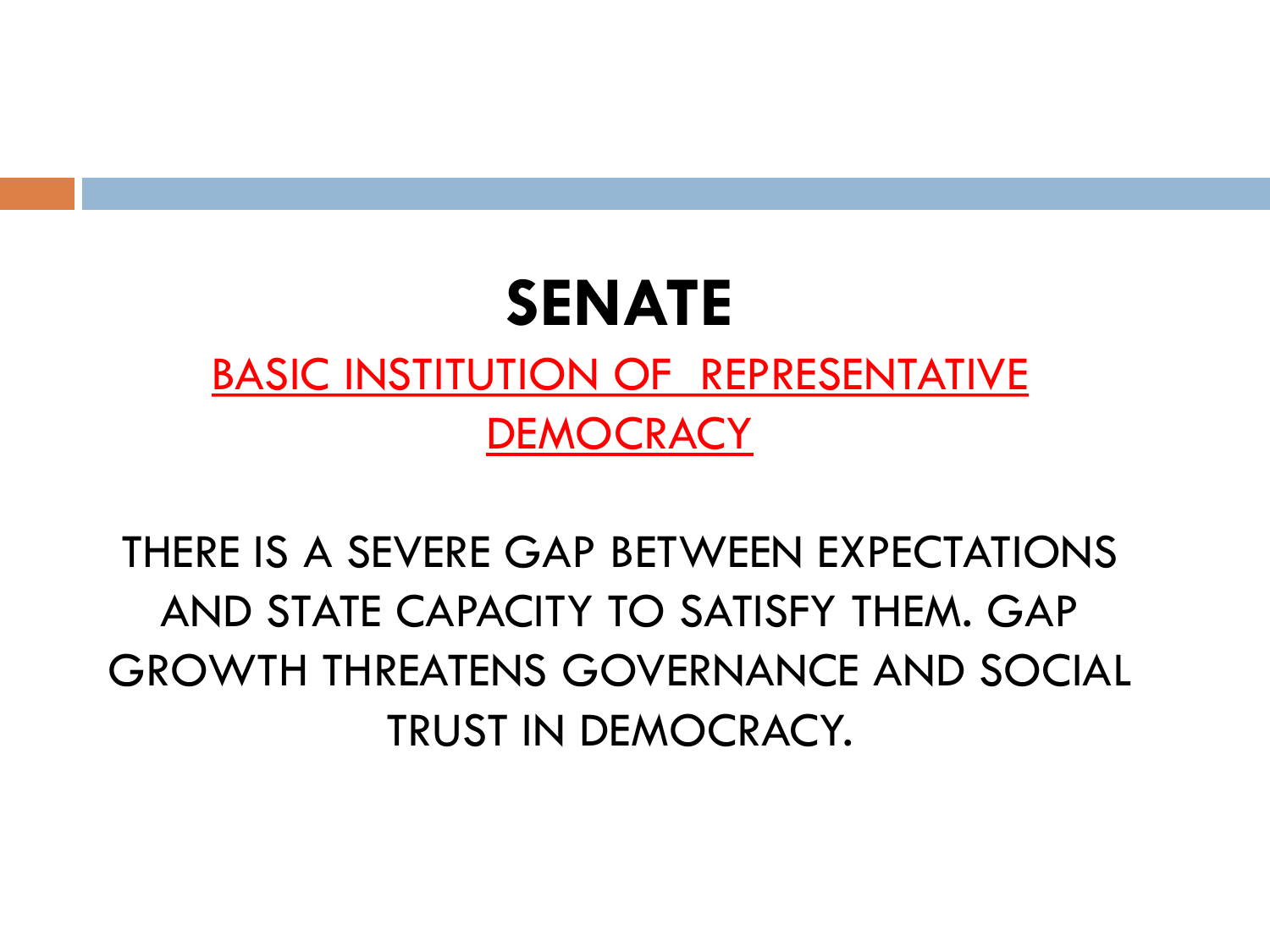# SENATE

<u>BASIC INSTITUTION OF REPRESENTATIVE DEMOCRACY</u>

THERE IS A SEVERE GAP BETWEEN EXPECTATIONS AND STATE CAPACITY TO SATISFY THEM. GAP GROWTH THREATENS GOVERNANCE AND SOCIAL TRUST IN DEMOCRACY.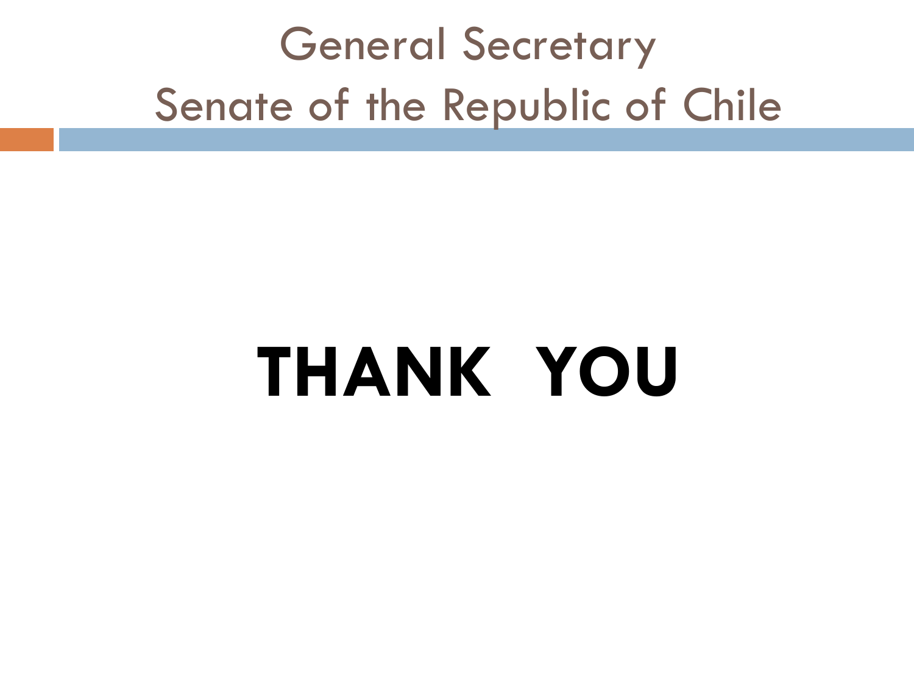# General Secretary
# Senate of the Republic of Chile

**THANK YOU**